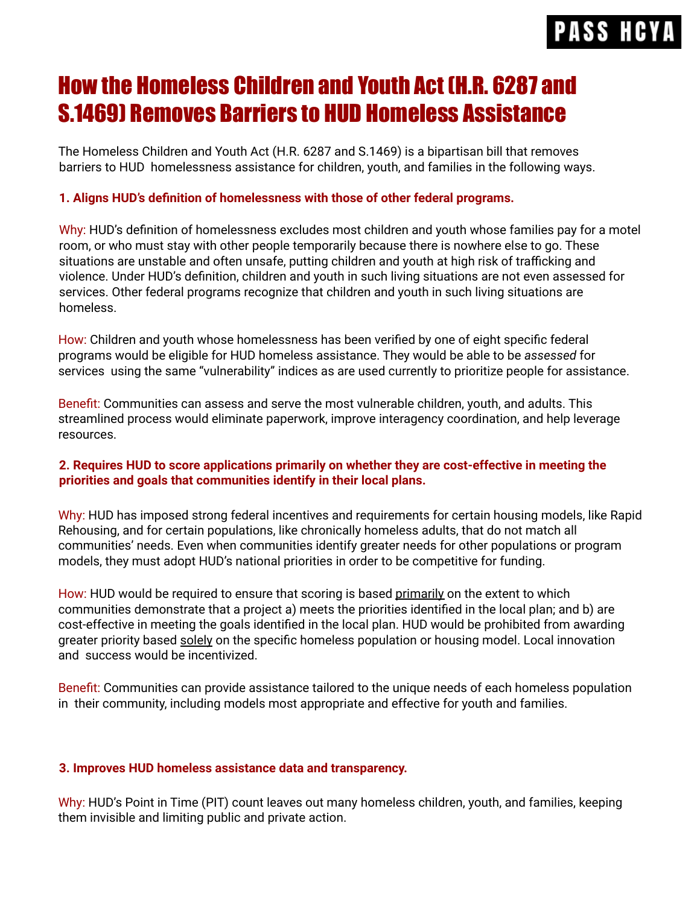PASS HCYA

# How the Homeless Children and Youth Act (H.R. 6287 and S.1469) Removes Barriers to HUD Homeless Assistance

The Homeless Children and Youth Act (H.R. 6287 and S.1469) is a bipartisan bill that removes barriers to HUD homelessness assistance for children, youth, and families in the following ways.

### 1. Aligns HUD's definition of homelessness with those of other federal programs.

Why: HUD's definition of homelessness excludes most children and youth whose families pay for a motel room, or who must stay with other people temporarily because there is nowhere else to go. These situations are unstable and often unsafe, putting children and youth at high risk of trafficking and violence. Under HUD's definition, children and youth in such living situations are not even assessed for services. Other federal programs recognize that children and youth in such living situations are homeless.

How: Children and youth whose homelessness has been verified by one of eight specific federal programs would be eligible for HUD homeless assistance. They would be able to be *assessed* for services using the same "vulnerability" indices as are used currently to prioritize people for assistance.

Benefit: Communities can assess and serve the most vulnerable children, youth, and adults. This streamlined process would eliminate paperwork, improve interagency coordination, and help leverage resources.

### 2. Requires HUD to score applications primarily on whether they are cost-effective in meeting the priorities and goals that communities identify in their local plans.

Why: HUD has imposed strong federal incentives and requirements for certain housing models, like Rapid Rehousing, and for certain populations, like chronically homeless adults, that do not match all communities' needs. Even when communities identify greater needs for other populations or program models, they must adopt HUD's national priorities in order to be competitive for funding.

How: HUD would be required to ensure that scoring is based primarily on the extent to which communities demonstrate that a project a) meets the priorities identified in the local plan; and b) are cost-effective in meeting the goals identified in the local plan. HUD would be prohibited from awarding greater priority based solely on the specific homeless population or housing model. Local innovation and success would be incentivized.

Benefit: Communities can provide assistance tailored to the unique needs of each homeless population in their community, including models most appropriate and effective for youth and families.

### 3. Improves HUD homeless assistance data and transparency.

Why: HUD's Point in Time (PIT) count leaves out many homeless children, youth, and families, keeping them invisible and limiting public and private action.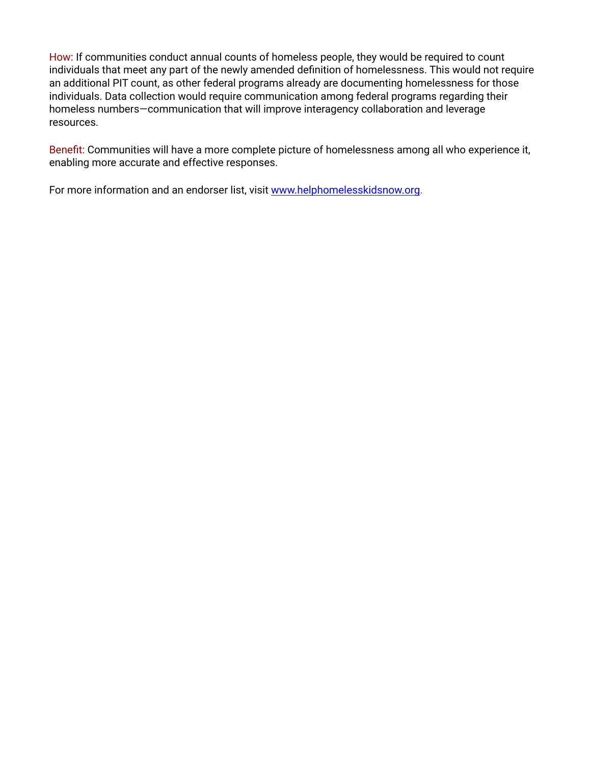How: If communities conduct annual counts of homeless people, they would be required to count individuals that meet any part of the newly amended definition of homelessness. This would not require an additional PIT count, as other federal programs already are documenting homelessness for those individuals. Data collection would require communication among federal programs regarding their homeless numbers—communication that will improve interagency collaboration and leverage resources.

Benefit: Communities will have a more complete picture of homelessness among all who experience it, enabling more accurate and effective responses.

For more information and an endorser list, visit [www.helphomelesskidsnow.org](http://www.helphomelesskidsnow.org).